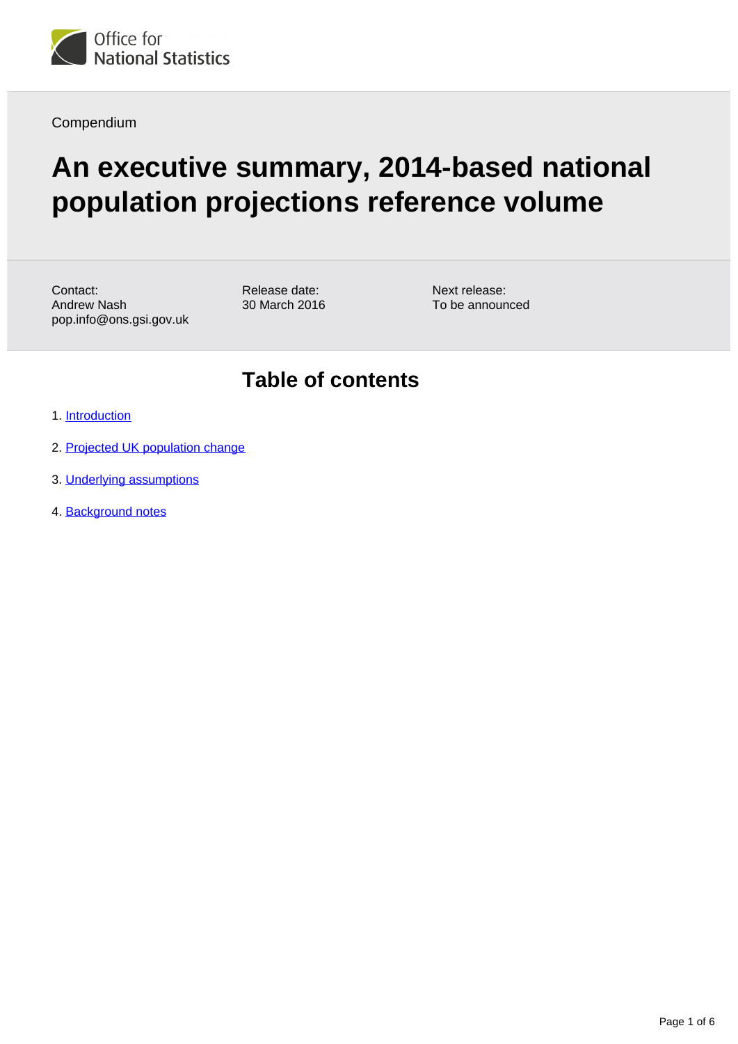Office for National Statistics

Compendium

# An executive summary, 2014-based national population projections reference volume

Contact:
Andrew Nash
pop.info@ons.gsi.gov.uk

Release date:
30 March 2016

Next release:
To be announced

## Table of contents

1. Introduction
2. Projected UK population change
3. Underlying assumptions
4. Background notes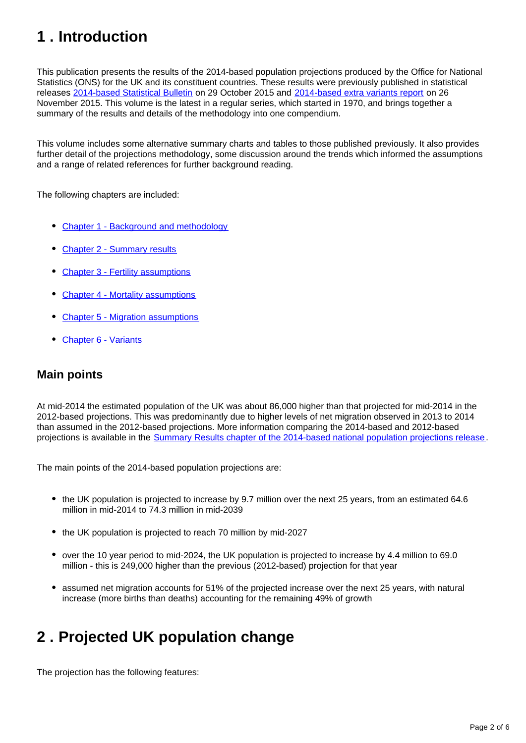# 1 . Introduction

This publication presents the results of the 2014-based population projections produced by the Office for National Statistics (ONS) for the UK and its constituent countries. These results were previously published in statistical releases [2014-based Statistical Bulletin](#) on 29 October 2015 and [2014-based extra variants report](#) on 26 November 2015. This volume is the latest in a regular series, which started in 1970, and brings together a summary of the results and details of the methodology into one compendium.

This volume includes some alternative summary charts and tables to those published previously. It also provides further detail of the projections methodology, some discussion around the trends which informed the assumptions and a range of related references for further background reading.

The following chapters are included:

- [Chapter 1 - Background and methodology](#)
- [Chapter 2 - Summary results](#)
- [Chapter 3 - Fertility assumptions](#)
- [Chapter 4 - Mortality assumptions](#)
- [Chapter 5 - Migration assumptions](#)
- [Chapter 6 - Variants](#)

## Main points

At mid-2014 the estimated population of the UK was about 86,000 higher than that projected for mid-2014 in the 2012-based projections. This was predominantly due to higher levels of net migration observed in 2013 to 2014 than assumed in the 2012-based projections. More information comparing the 2014-based and 2012-based projections is available in the [Summary Results chapter of the 2014-based national population projections release](#).

The main points of the 2014-based population projections are:

- the UK population is projected to increase by 9.7 million over the next 25 years, from an estimated 64.6 million in mid-2014 to 74.3 million in mid-2039
- the UK population is projected to reach 70 million by mid-2027
- over the 10 year period to mid-2024, the UK population is projected to increase by 4.4 million to 69.0 million - this is 249,000 higher than the previous (2012-based) projection for that year
- assumed net migration accounts for 51% of the projected increase over the next 25 years, with natural increase (more births than deaths) accounting for the remaining 49% of growth

# 2 . Projected UK population change

The projection has the following features: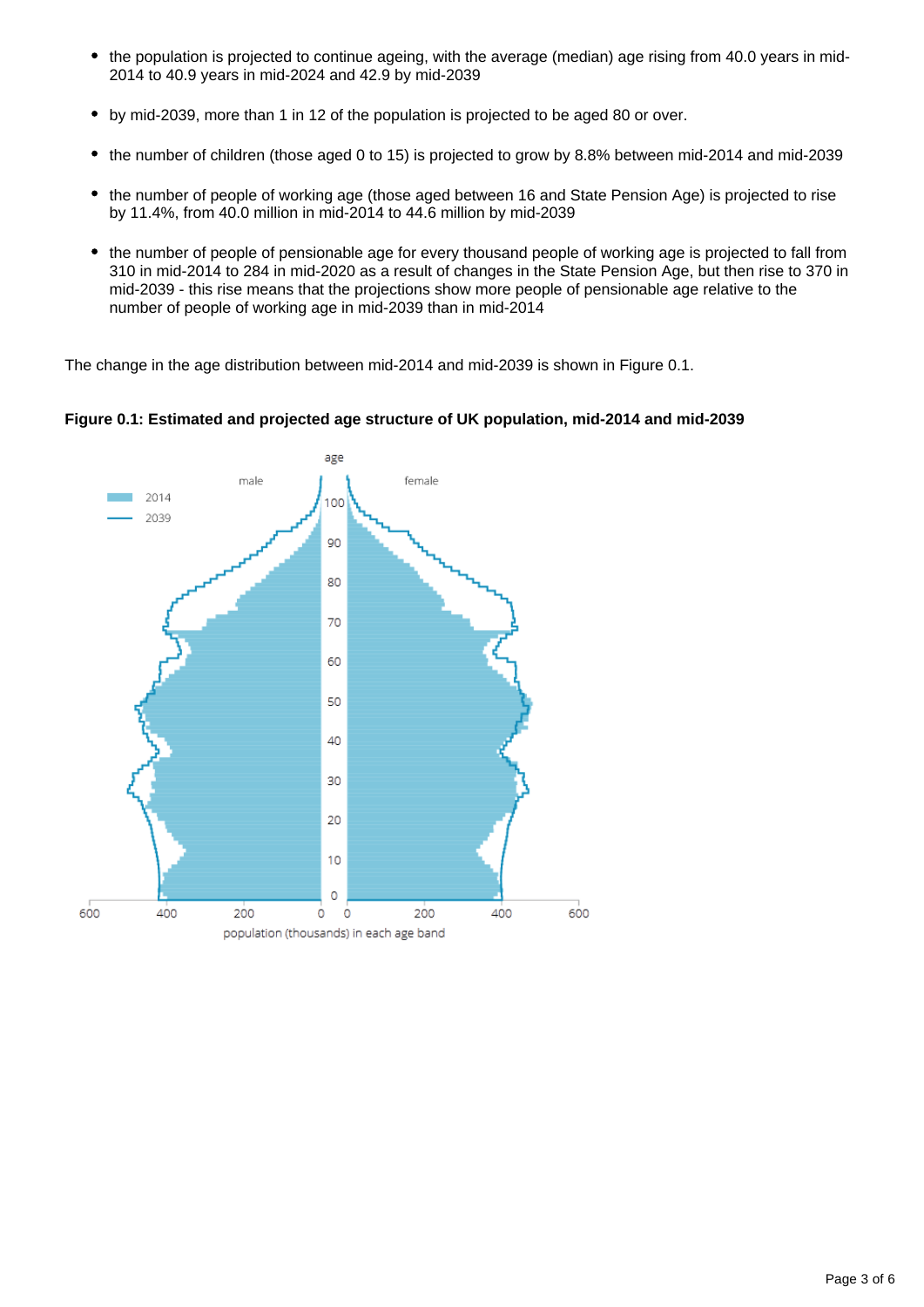- the population is projected to continue ageing, with the average (median) age rising from 40.0 years in mid-2014 to 40.9 years in mid-2024 and 42.9 by mid-2039
- by mid-2039, more than 1 in 12 of the population is projected to be aged 80 or over.
- the number of children (those aged 0 to 15) is projected to grow by 8.8% between mid-2014 and mid-2039
- the number of people of working age (those aged between 16 and State Pension Age) is projected to rise by 11.4%, from 40.0 million in mid-2014 to 44.6 million by mid-2039
- the number of people of pensionable age for every thousand people of working age is projected to fall from 310 in mid-2014 to 284 in mid-2020 as a result of changes in the State Pension Age, but then rise to 370 in mid-2039 - this rise means that the projections show more people of pensionable age relative to the number of people of working age in mid-2039 than in mid-2014

The change in the age distribution between mid-2014 and mid-2039 is shown in Figure 0.1.

**Figure 0.1: Estimated and projected age structure of UK population, mid-2014 and mid-2039**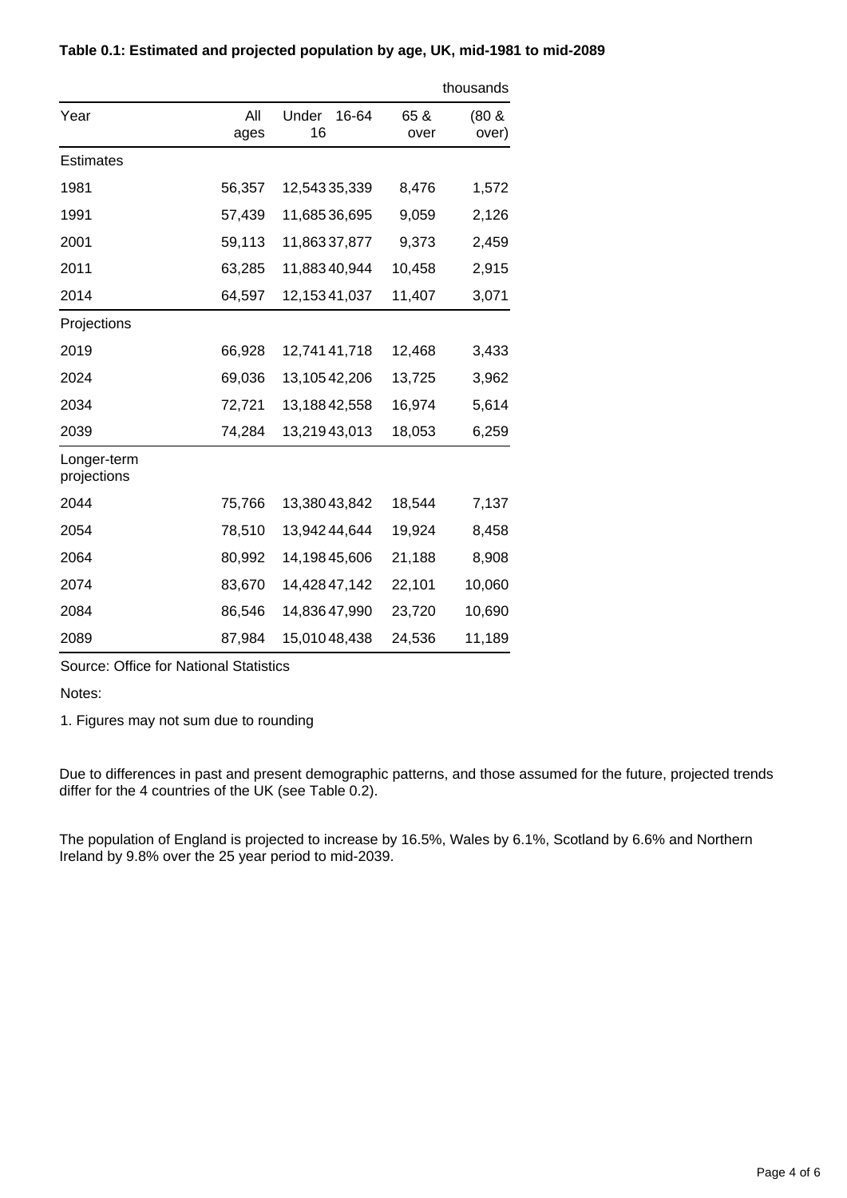**Table 0.1: Estimated and projected population by age, UK, mid-1981 to mid-2089**

thousands

| Year | All ages | Under 16 | 16-64 | 65 & over | (80 & over) |
|---|---|---|---|---|---|
| Estimates | | | | | |
| 1981 | 56,357 | 12,543 | 35,339 | 8,476 | 1,572 |
| 1991 | 57,439 | 11,685 | 36,695 | 9,059 | 2,126 |
| 2001 | 59,113 | 11,863 | 37,877 | 9,373 | 2,459 |
| 2011 | 63,285 | 11,883 | 40,944 | 10,458 | 2,915 |
| 2014 | 64,597 | 12,153 | 41,037 | 11,407 | 3,071 |
| Projections | | | | | |
| 2019 | 66,928 | 12,741 | 41,718 | 12,468 | 3,433 |
| 2024 | 69,036 | 13,105 | 42,206 | 13,725 | 3,962 |
| 2034 | 72,721 | 13,188 | 42,558 | 16,974 | 5,614 |
| 2039 | 74,284 | 13,219 | 43,013 | 18,053 | 6,259 |
| Longer-term projections | | | | | |
| 2044 | 75,766 | 13,380 | 43,842 | 18,544 | 7,137 |
| 2054 | 78,510 | 13,942 | 44,644 | 19,924 | 8,458 |
| 2064 | 80,992 | 14,198 | 45,606 | 21,188 | 8,908 |
| 2074 | 83,670 | 14,428 | 47,142 | 22,101 | 10,060 |
| 2084 | 86,546 | 14,836 | 47,990 | 23,720 | 10,690 |
| 2089 | 87,984 | 15,010 | 48,438 | 24,536 | 11,189 |

Source: Office for National Statistics

Notes:

1. Figures may not sum due to rounding

Due to differences in past and present demographic patterns, and those assumed for the future, projected trends differ for the 4 countries of the UK (see Table 0.2).

The population of England is projected to increase by 16.5%, Wales by 6.1%, Scotland by 6.6% and Northern Ireland by 9.8% over the 25 year period to mid-2039.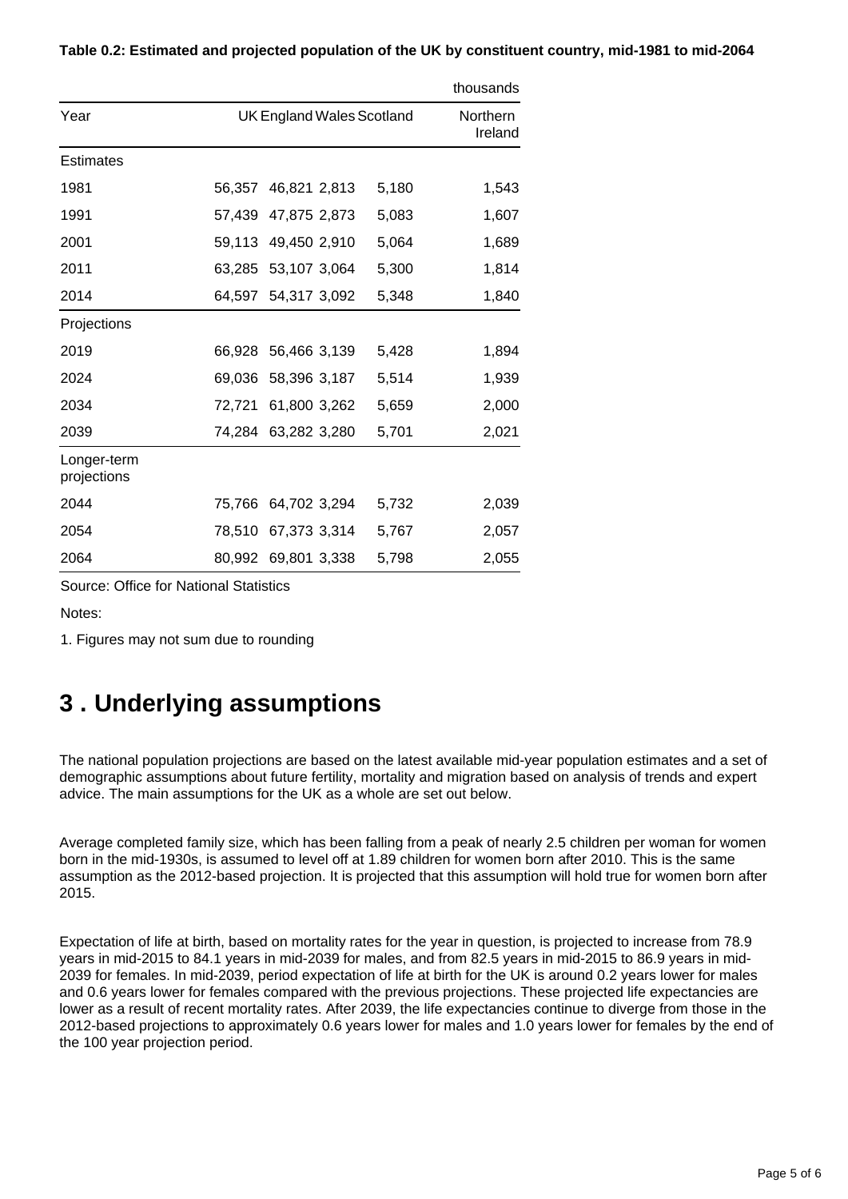**Table 0.2: Estimated and projected population of the UK by constituent country, mid-1981 to mid-2064**

thousands

| Year | UK | England | Wales | Scotland | Northern Ireland |
| --- | --- | --- | --- | --- | --- |
| Estimates | | | | | |
| 1981 | 56,357 | 46,821 | 2,813 | 5,180 | 1,543 |
| 1991 | 57,439 | 47,875 | 2,873 | 5,083 | 1,607 |
| 2001 | 59,113 | 49,450 | 2,910 | 5,064 | 1,689 |
| 2011 | 63,285 | 53,107 | 3,064 | 5,300 | 1,814 |
| 2014 | 64,597 | 54,317 | 3,092 | 5,348 | 1,840 |
| Projections | | | | | |
| 2019 | 66,928 | 56,466 | 3,139 | 5,428 | 1,894 |
| 2024 | 69,036 | 58,396 | 3,187 | 5,514 | 1,939 |
| 2034 | 72,721 | 61,800 | 3,262 | 5,659 | 2,000 |
| 2039 | 74,284 | 63,282 | 3,280 | 5,701 | 2,021 |
| Longer-term projections | | | | | |
| 2044 | 75,766 | 64,702 | 3,294 | 5,732 | 2,039 |
| 2054 | 78,510 | 67,373 | 3,314 | 5,767 | 2,057 |
| 2064 | 80,992 | 69,801 | 3,338 | 5,798 | 2,055 |

Source: Office for National Statistics

Notes:

1. Figures may not sum due to rounding

# 3 . Underlying assumptions

The national population projections are based on the latest available mid-year population estimates and a set of demographic assumptions about future fertility, mortality and migration based on analysis of trends and expert advice. The main assumptions for the UK as a whole are set out below.

Average completed family size, which has been falling from a peak of nearly 2.5 children per woman for women born in the mid-1930s, is assumed to level off at 1.89 children for women born after 2010. This is the same assumption as the 2012-based projection. It is projected that this assumption will hold true for women born after 2015.

Expectation of life at birth, based on mortality rates for the year in question, is projected to increase from 78.9 years in mid-2015 to 84.1 years in mid-2039 for males, and from 82.5 years in mid-2015 to 86.9 years in mid-2039 for females. In mid-2039, period expectation of life at birth for the UK is around 0.2 years lower for males and 0.6 years lower for females compared with the previous projections. These projected life expectancies are lower as a result of recent mortality rates. After 2039, the life expectancies continue to diverge from those in the 2012-based projections to approximately 0.6 years lower for males and 1.0 years lower for females by the end of the 100 year projection period.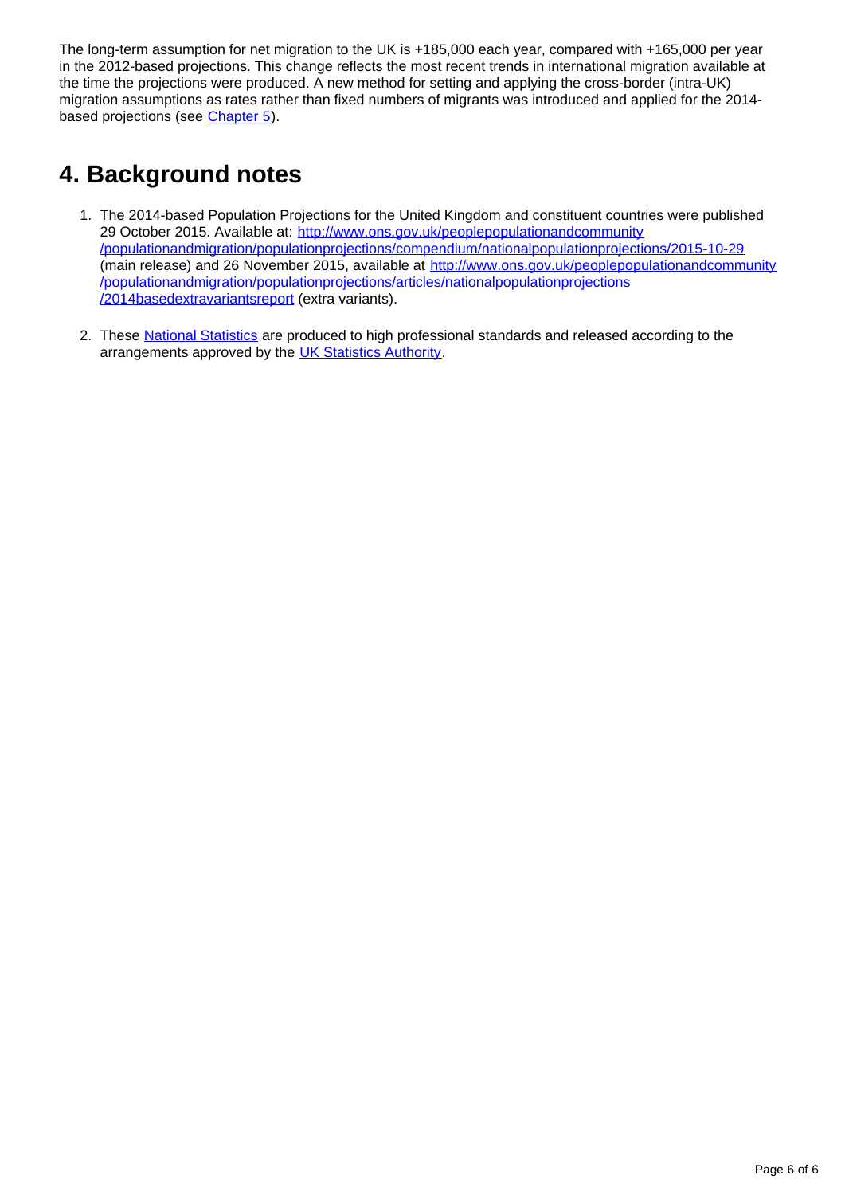The long-term assumption for net migration to the UK is +185,000 each year, compared with +165,000 per year in the 2012-based projections. This change reflects the most recent trends in international migration available at the time the projections were produced. A new method for setting and applying the cross-border (intra-UK) migration assumptions as rates rather than fixed numbers of migrants was introduced and applied for the 2014-based projections (see [Chapter 5](#)).

## 4. Background notes

1. The 2014-based Population Projections for the United Kingdom and constituent countries were published 29 October 2015. Available at: [http://www.ons.gov.uk/peoplepopulationandcommunity/populationandmigration/populationprojections/compendium/nationalpopulationprojections/2015-10-29](http://www.ons.gov.uk/peoplepopulationandcommunity/populationandmigration/populationprojections/compendium/nationalpopulationprojections/2015-10-29) (main release) and 26 November 2015, available at [http://www.ons.gov.uk/peoplepopulationandcommunity/populationandmigration/populationprojections/articles/nationalpopulationprojections/2014basedextravariantsreport](http://www.ons.gov.uk/peoplepopulationandcommunity/populationandmigration/populationprojections/articles/nationalpopulationprojections/2014basedextravariantsreport) (extra variants).

2. These [National Statistics](#) are produced to high professional standards and released according to the arrangements approved by the [UK Statistics Authority](#).